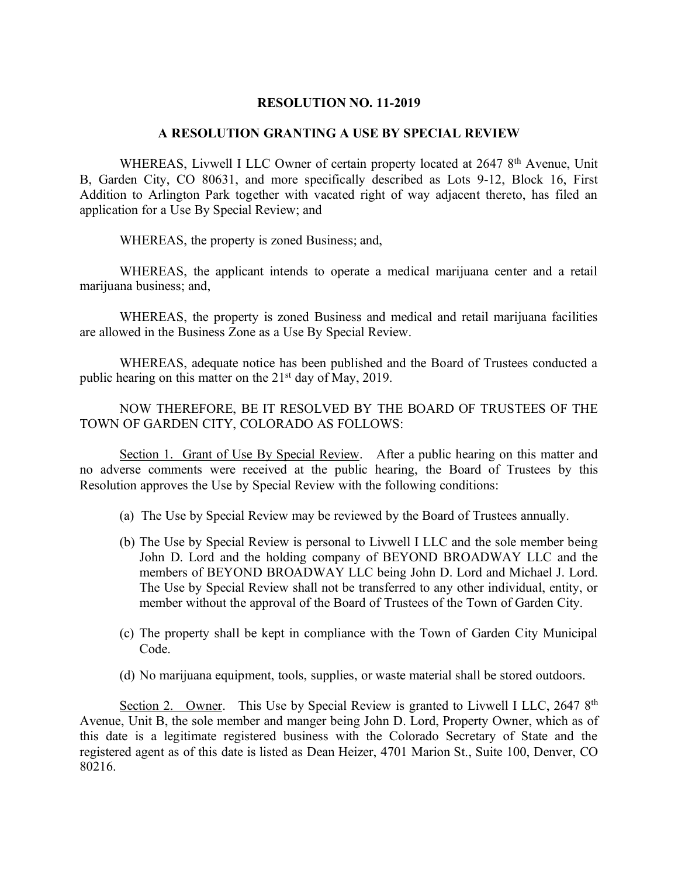# RESOLUTION NO. 11-2019

## A RESOLUTION GRANTING A USE BY SPECIAL REVIEW

WHEREAS, Livwell I LLC Owner of certain property located at 2647 8th Avenue, Unit B, Garden City, CO 80631, and more specifically described as Lots 9-12, Block 16, First Addition to Arlington Park together with vacated right of way adjacent thereto, has filed an application for a Use By Special Review; and

WHEREAS, the property is zoned Business; and,

WHEREAS, the applicant intends to operate a medical marijuana center and a retail marijuana business; and,

WHEREAS, the property is zoned Business and medical and retail marijuana facilities are allowed in the Business Zone as a Use By Special Review.

WHEREAS, adequate notice has been published and the Board of Trustees conducted a public hearing on this matter on the 21st day of May, 2019.

NOW THEREFORE, BE IT RESOLVED BY THE BOARD OF TRUSTEES OF THE TOWN OF GARDEN CITY, COLORADO AS FOLLOWS:

Section 1. Grant of Use By Special Review. After a public hearing on this matter and no adverse comments were received at the public hearing, the Board of Trustees by this Resolution approves the Use by Special Review with the following conditions:

(a) The Use by Special Review may be reviewed by the Board of Trustees annually.

(b) The Use by Special Review is personal to Livwell I LLC and the sole member being John D. Lord and the holding company of BEYOND BROADWAY LLC and the members of BEYOND BROADWAY LLC being John D. Lord and Michael J. Lord. The Use by Special Review shall not be transferred to any other individual, entity, or member without the approval of the Board of Trustees of the Town of Garden City.

(c) The property shall be kept in compliance with the Town of Garden City Municipal Code.

(d) No marijuana equipment, tools, supplies, or waste material shall be stored outdoors.

Section 2. Owner. This Use by Special Review is granted to Livwell I LLC, 2647 8th Avenue, Unit B, the sole member and manger being John D. Lord, Property Owner, which as of this date is a legitimate registered business with the Colorado Secretary of State and the registered agent as of this date is listed as Dean Heizer, 4701 Marion St., Suite 100, Denver, CO 80216.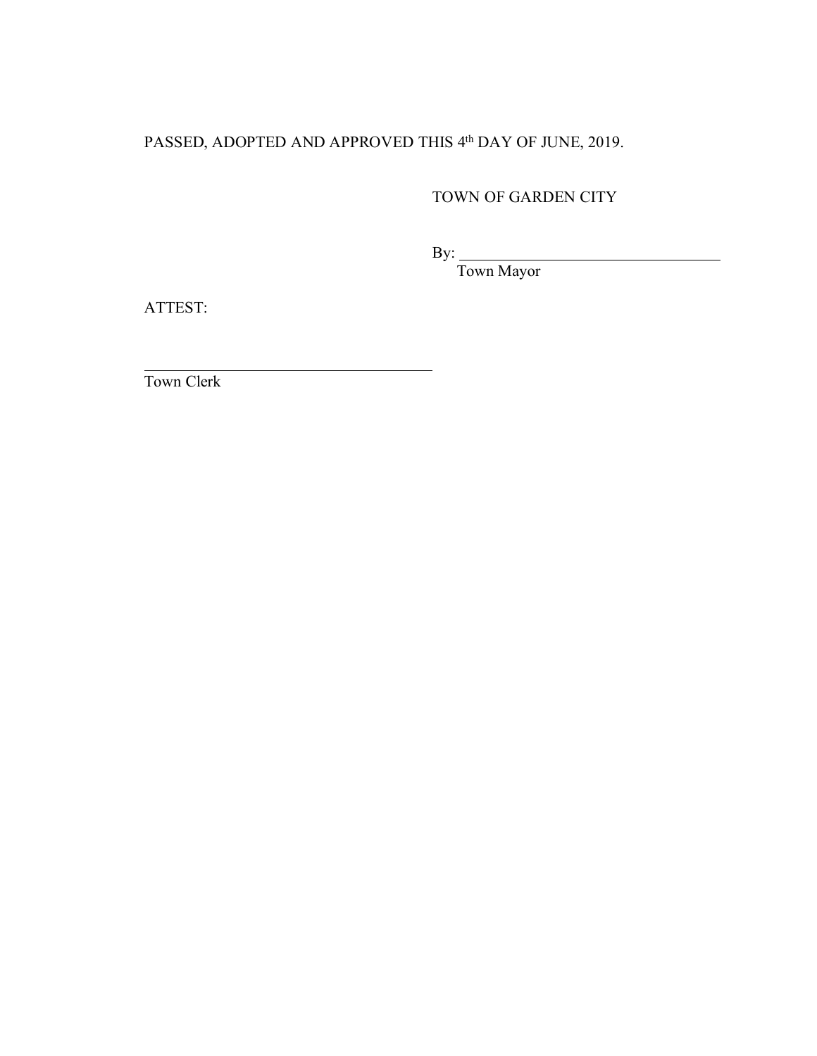PASSED, ADOPTED AND APPROVED THIS 4th DAY OF JUNE, 2019.

TOWN OF GARDEN CITY

By: ________________________________
Town Mayor

ATTEST:

____________________________________
Town Clerk